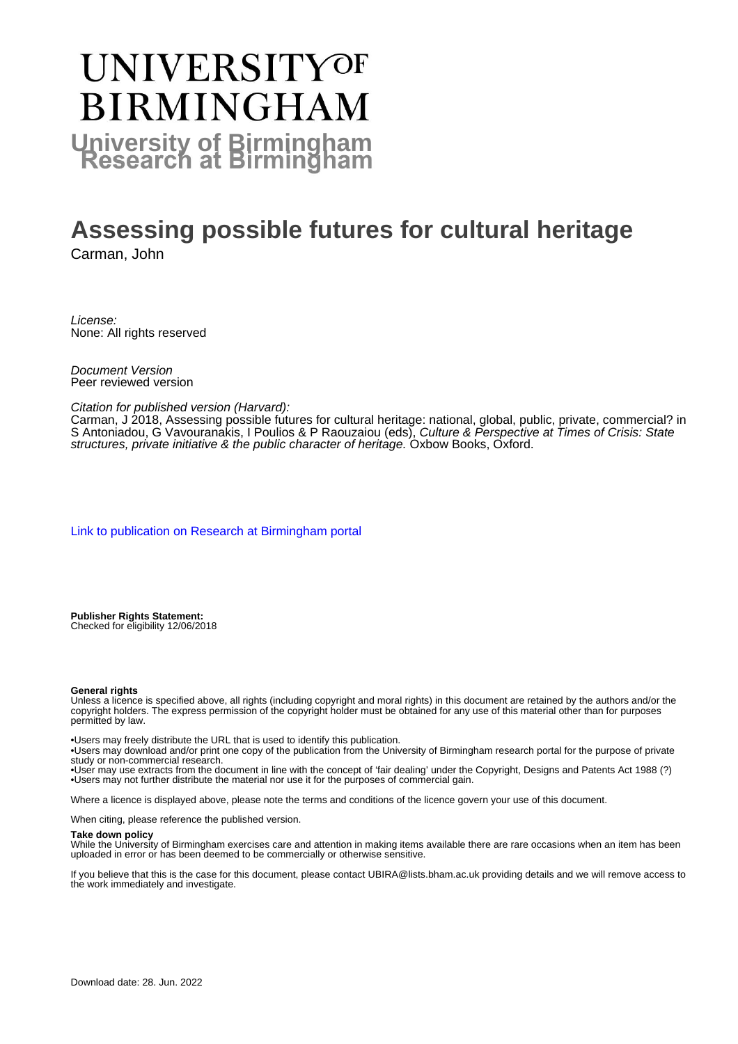# UNIVERSITY OF BIRMINGHAM

**University of Birmingham Research at Birmingham**

# Assessing possible futures for cultural heritage

Carman, John

*License:*
None: All rights reserved

*Document Version*
Peer reviewed version

*Citation for published version (Harvard):*
Carman, J 2018, Assessing possible futures for cultural heritage: national, global, public, private, commercial? in S Antoniadou, G Vavouranakis, I Poulios & P Raouzaiou (eds), *Culture & Perspective at Times of Crisis: State structures, private initiative & the public character of heritage.* Oxbow Books, Oxford.

Link to publication on Research at Birmingham portal

**Publisher Rights Statement:**
Checked for eligibility 12/06/2018

**General rights**
Unless a licence is specified above, all rights (including copyright and moral rights) in this document are retained by the authors and/or the copyright holders. The express permission of the copyright holder must be obtained for any use of this material other than for purposes permitted by law.

- •Users may freely distribute the URL that is used to identify this publication.
- •Users may download and/or print one copy of the publication from the University of Birmingham research portal for the purpose of private study or non-commercial research.
- •User may use extracts from the document in line with the concept of 'fair dealing' under the Copyright, Designs and Patents Act 1988 (?)
- •Users may not further distribute the material nor use it for the purposes of commercial gain.

Where a licence is displayed above, please note the terms and conditions of the licence govern your use of this document.

When citing, please reference the published version.

**Take down policy**
While the University of Birmingham exercises care and attention in making items available there are rare occasions when an item has been uploaded in error or has been deemed to be commercially or otherwise sensitive.

If you believe that this is the case for this document, please contact UBIRA@lists.bham.ac.uk providing details and we will remove access to the work immediately and investigate.

Download date: 28. Jun. 2022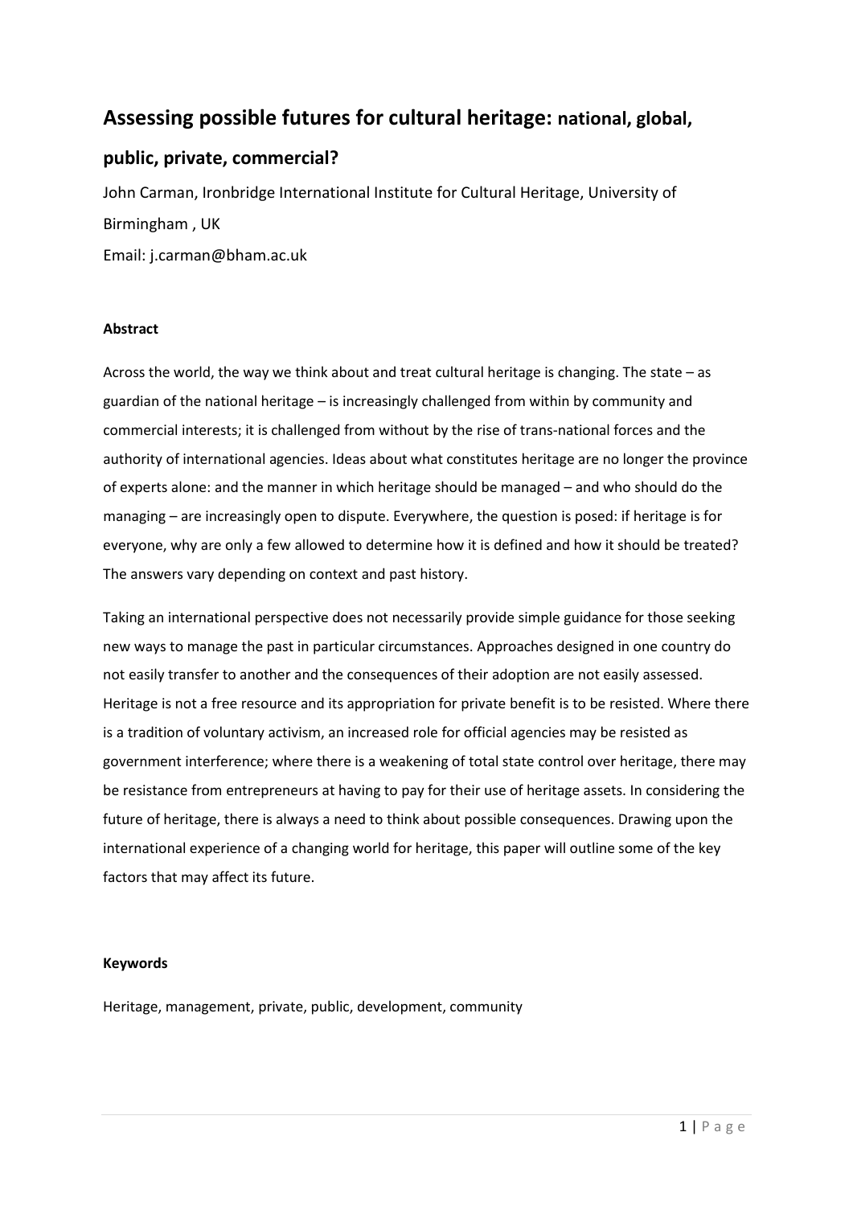# Assessing possible futures for cultural heritage: national, global, public, private, commercial?

John Carman, Ironbridge International Institute for Cultural Heritage, University of Birmingham , UK

Email: j.carman@bham.ac.uk

**Abstract**

Across the world, the way we think about and treat cultural heritage is changing. The state – as guardian of the national heritage – is increasingly challenged from within by community and commercial interests; it is challenged from without by the rise of trans-national forces and the authority of international agencies. Ideas about what constitutes heritage are no longer the province of experts alone: and the manner in which heritage should be managed – and who should do the managing – are increasingly open to dispute. Everywhere, the question is posed: if heritage is for everyone, why are only a few allowed to determine how it is defined and how it should be treated? The answers vary depending on context and past history.

Taking an international perspective does not necessarily provide simple guidance for those seeking new ways to manage the past in particular circumstances. Approaches designed in one country do not easily transfer to another and the consequences of their adoption are not easily assessed. Heritage is not a free resource and its appropriation for private benefit is to be resisted. Where there is a tradition of voluntary activism, an increased role for official agencies may be resisted as government interference; where there is a weakening of total state control over heritage, there may be resistance from entrepreneurs at having to pay for their use of heritage assets. In considering the future of heritage, there is always a need to think about possible consequences. Drawing upon the international experience of a changing world for heritage, this paper will outline some of the key factors that may affect its future.

**Keywords**

Heritage, management, private, public, development, community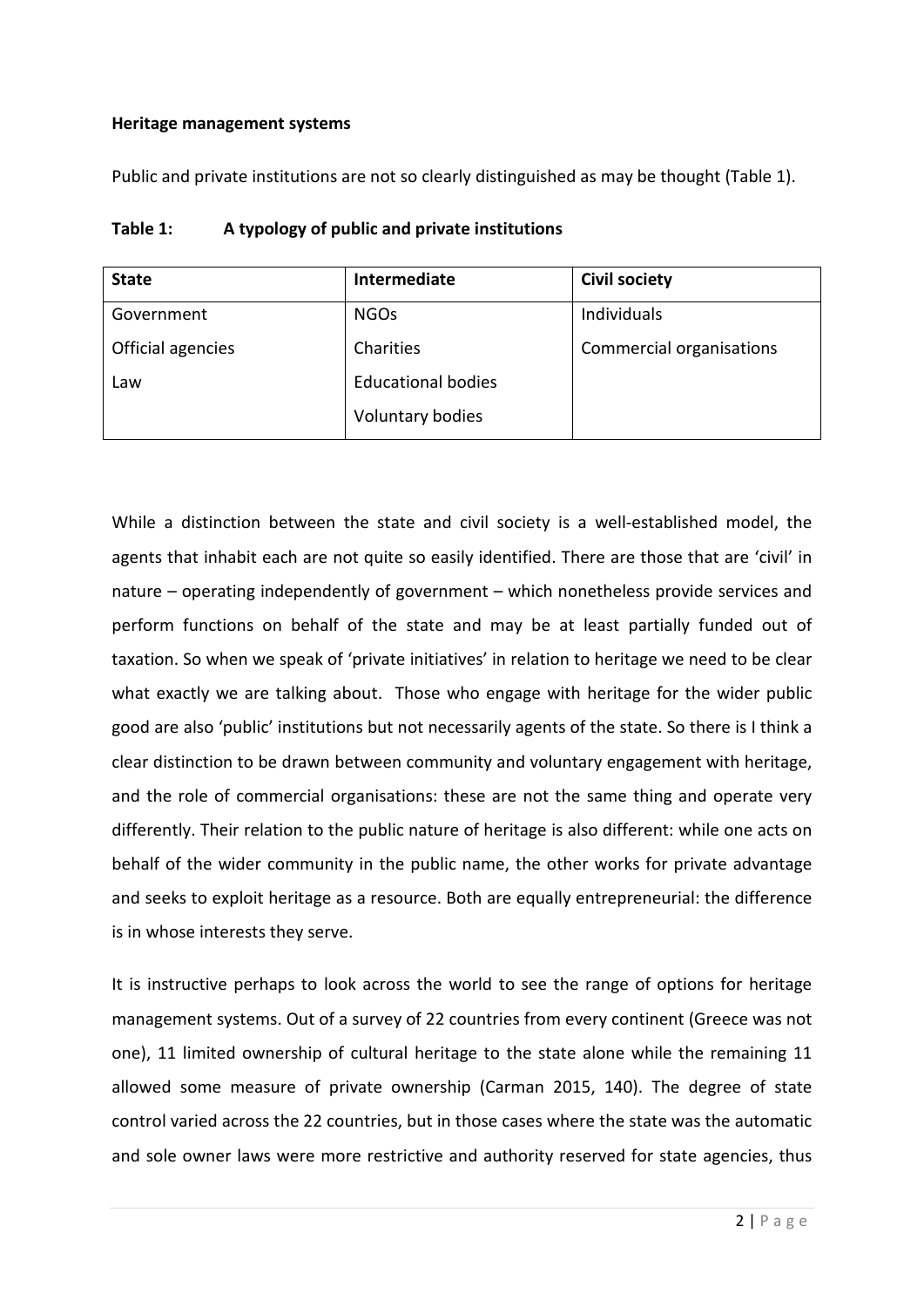**Heritage management systems**

Public and private institutions are not so clearly distinguished as may be thought (Table 1).

**Table 1: A typology of public and private institutions**

| State | Intermediate | Civil society |
|---|---|---|
| Government | NGOs | Individuals |
| Official agencies | Charities | Commercial organisations |
| Law | Educational bodies | |
| | Voluntary bodies | |

While a distinction between the state and civil society is a well-established model, the agents that inhabit each are not quite so easily identified. There are those that are 'civil' in nature – operating independently of government – which nonetheless provide services and perform functions on behalf of the state and may be at least partially funded out of taxation. So when we speak of 'private initiatives' in relation to heritage we need to be clear what exactly we are talking about. Those who engage with heritage for the wider public good are also 'public' institutions but not necessarily agents of the state. So there is I think a clear distinction to be drawn between community and voluntary engagement with heritage, and the role of commercial organisations: these are not the same thing and operate very differently. Their relation to the public nature of heritage is also different: while one acts on behalf of the wider community in the public name, the other works for private advantage and seeks to exploit heritage as a resource. Both are equally entrepreneurial: the difference is in whose interests they serve.

It is instructive perhaps to look across the world to see the range of options for heritage management systems. Out of a survey of 22 countries from every continent (Greece was not one), 11 limited ownership of cultural heritage to the state alone while the remaining 11 allowed some measure of private ownership (Carman 2015, 140). The degree of state control varied across the 22 countries, but in those cases where the state was the automatic and sole owner laws were more restrictive and authority reserved for state agencies, thus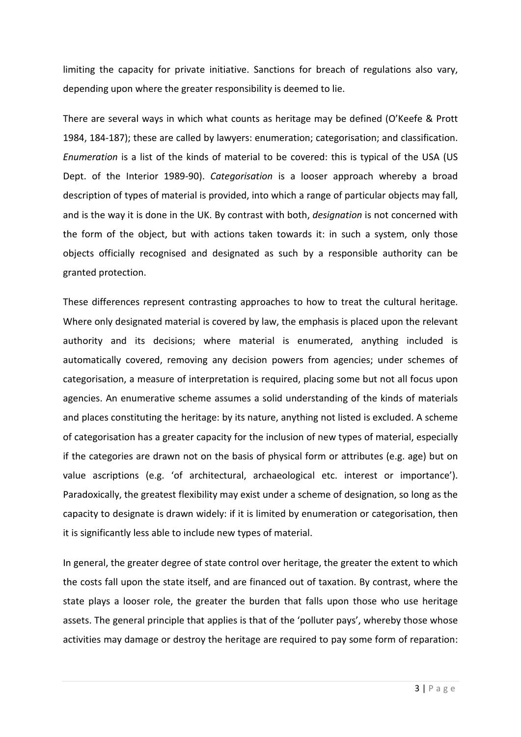limiting the capacity for private initiative. Sanctions for breach of regulations also vary, depending upon where the greater responsibility is deemed to lie.

There are several ways in which what counts as heritage may be defined (O'Keefe & Prott 1984, 184-187); these are called by lawyers: enumeration; categorisation; and classification. *Enumeration* is a list of the kinds of material to be covered: this is typical of the USA (US Dept. of the Interior 1989-90). *Categorisation* is a looser approach whereby a broad description of types of material is provided, into which a range of particular objects may fall, and is the way it is done in the UK. By contrast with both, *designation* is not concerned with the form of the object, but with actions taken towards it: in such a system, only those objects officially recognised and designated as such by a responsible authority can be granted protection.

These differences represent contrasting approaches to how to treat the cultural heritage. Where only designated material is covered by law, the emphasis is placed upon the relevant authority and its decisions; where material is enumerated, anything included is automatically covered, removing any decision powers from agencies; under schemes of categorisation, a measure of interpretation is required, placing some but not all focus upon agencies. An enumerative scheme assumes a solid understanding of the kinds of materials and places constituting the heritage: by its nature, anything not listed is excluded. A scheme of categorisation has a greater capacity for the inclusion of new types of material, especially if the categories are drawn not on the basis of physical form or attributes (e.g. age) but on value ascriptions (e.g. 'of architectural, archaeological etc. interest or importance'). Paradoxically, the greatest flexibility may exist under a scheme of designation, so long as the capacity to designate is drawn widely: if it is limited by enumeration or categorisation, then it is significantly less able to include new types of material.

In general, the greater degree of state control over heritage, the greater the extent to which the costs fall upon the state itself, and are financed out of taxation. By contrast, where the state plays a looser role, the greater the burden that falls upon those who use heritage assets. The general principle that applies is that of the 'polluter pays', whereby those whose activities may damage or destroy the heritage are required to pay some form of reparation: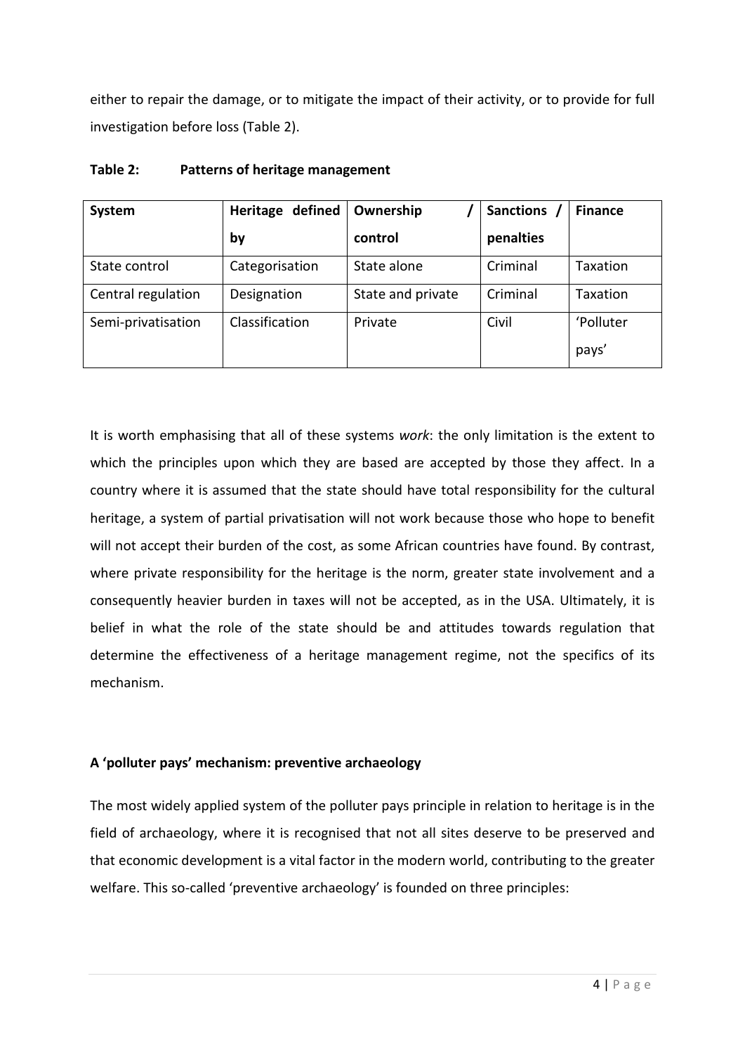either to repair the damage, or to mitigate the impact of their activity, or to provide for full investigation before loss (Table 2).

**Table 2: Patterns of heritage management**

| System | Heritage defined by | Ownership / control | Sanctions / penalties | Finance |
|---|---|---|---|---|
| State control | Categorisation | State alone | Criminal | Taxation |
| Central regulation | Designation | State and private | Criminal | Taxation |
| Semi-privatisation | Classification | Private | Civil | 'Polluter pays' |

It is worth emphasising that all of these systems *work*: the only limitation is the extent to which the principles upon which they are based are accepted by those they affect. In a country where it is assumed that the state should have total responsibility for the cultural heritage, a system of partial privatisation will not work because those who hope to benefit will not accept their burden of the cost, as some African countries have found. By contrast, where private responsibility for the heritage is the norm, greater state involvement and a consequently heavier burden in taxes will not be accepted, as in the USA. Ultimately, it is belief in what the role of the state should be and attitudes towards regulation that determine the effectiveness of a heritage management regime, not the specifics of its mechanism.

### A 'polluter pays' mechanism: preventive archaeology

The most widely applied system of the polluter pays principle in relation to heritage is in the field of archaeology, where it is recognised that not all sites deserve to be preserved and that economic development is a vital factor in the modern world, contributing to the greater welfare. This so-called 'preventive archaeology' is founded on three principles: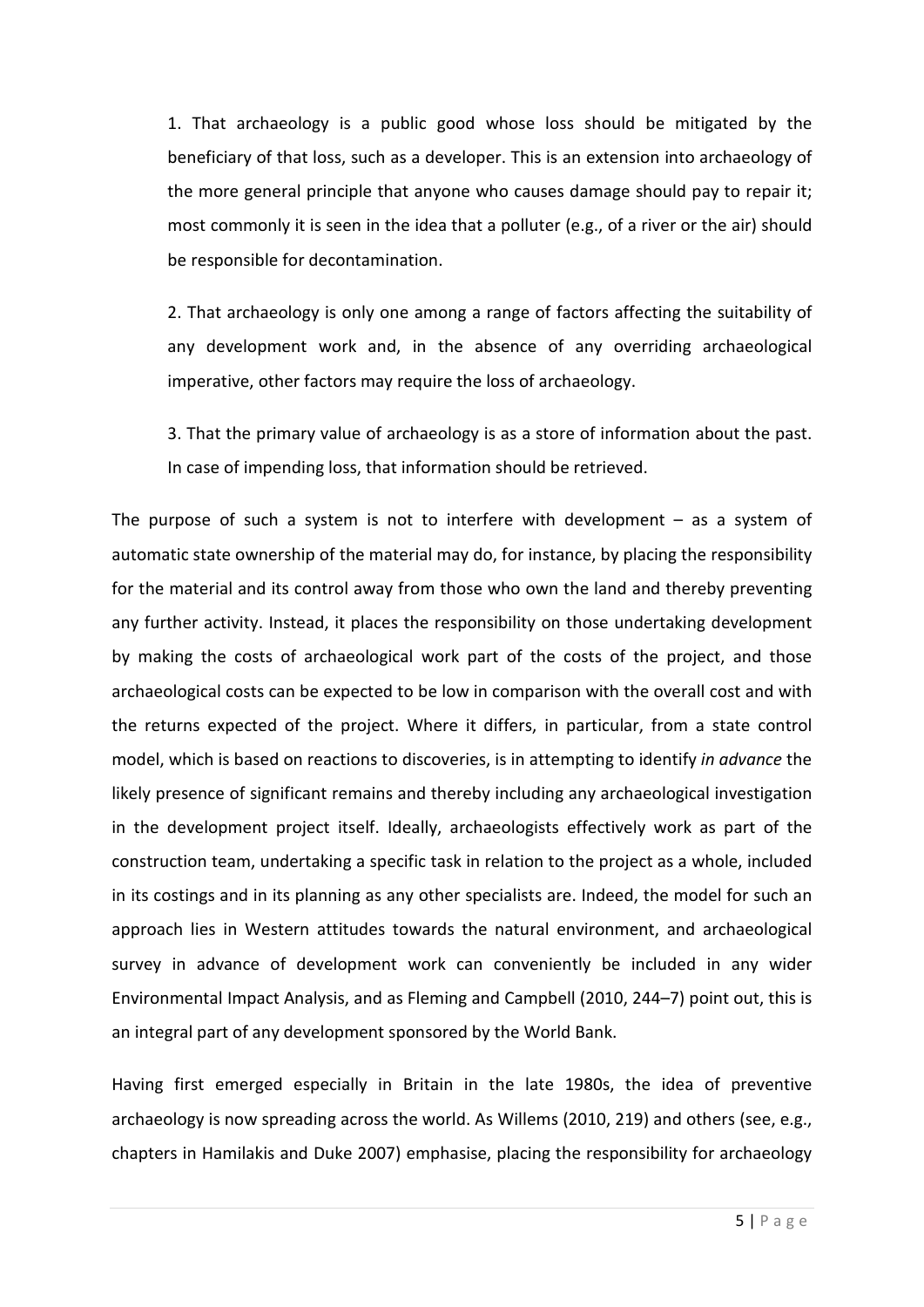1. That archaeology is a public good whose loss should be mitigated by the beneficiary of that loss, such as a developer. This is an extension into archaeology of the more general principle that anyone who causes damage should pay to repair it; most commonly it is seen in the idea that a polluter (e.g., of a river or the air) should be responsible for decontamination.

2. That archaeology is only one among a range of factors affecting the suitability of any development work and, in the absence of any overriding archaeological imperative, other factors may require the loss of archaeology.

3. That the primary value of archaeology is as a store of information about the past. In case of impending loss, that information should be retrieved.

The purpose of such a system is not to interfere with development – as a system of automatic state ownership of the material may do, for instance, by placing the responsibility for the material and its control away from those who own the land and thereby preventing any further activity. Instead, it places the responsibility on those undertaking development by making the costs of archaeological work part of the costs of the project, and those archaeological costs can be expected to be low in comparison with the overall cost and with the returns expected of the project. Where it differs, in particular, from a state control model, which is based on reactions to discoveries, is in attempting to identify *in advance* the likely presence of significant remains and thereby including any archaeological investigation in the development project itself. Ideally, archaeologists effectively work as part of the construction team, undertaking a specific task in relation to the project as a whole, included in its costings and in its planning as any other specialists are. Indeed, the model for such an approach lies in Western attitudes towards the natural environment, and archaeological survey in advance of development work can conveniently be included in any wider Environmental Impact Analysis, and as Fleming and Campbell (2010, 244–7) point out, this is an integral part of any development sponsored by the World Bank.

Having first emerged especially in Britain in the late 1980s, the idea of preventive archaeology is now spreading across the world. As Willems (2010, 219) and others (see, e.g., chapters in Hamilakis and Duke 2007) emphasise, placing the responsibility for archaeology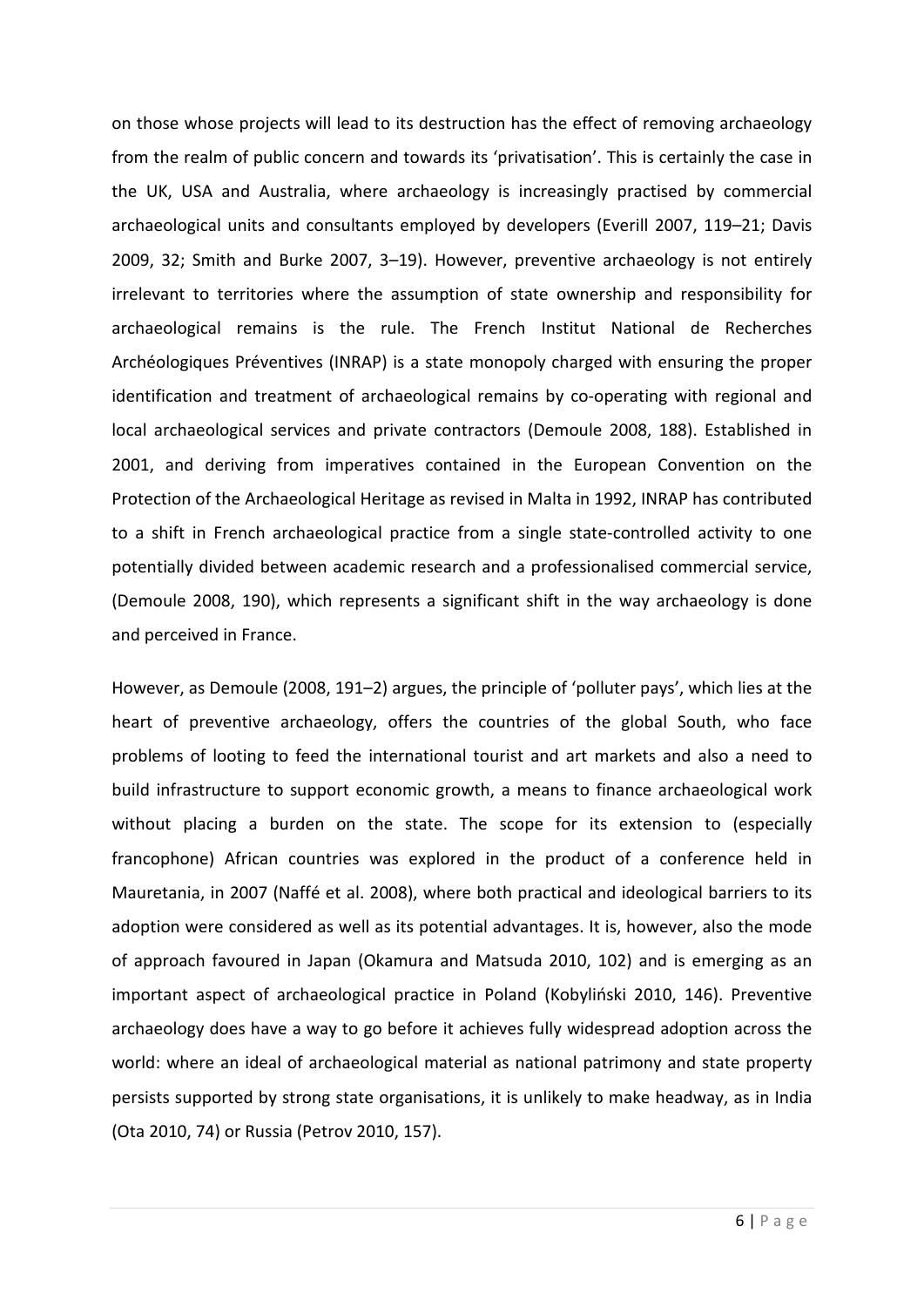on those whose projects will lead to its destruction has the effect of removing archaeology from the realm of public concern and towards its 'privatisation'. This is certainly the case in the UK, USA and Australia, where archaeology is increasingly practised by commercial archaeological units and consultants employed by developers (Everill 2007, 119–21; Davis 2009, 32; Smith and Burke 2007, 3–19). However, preventive archaeology is not entirely irrelevant to territories where the assumption of state ownership and responsibility for archaeological remains is the rule. The French Institut National de Recherches Archéologiques Préventives (INRAP) is a state monopoly charged with ensuring the proper identification and treatment of archaeological remains by co-operating with regional and local archaeological services and private contractors (Demoule 2008, 188). Established in 2001, and deriving from imperatives contained in the European Convention on the Protection of the Archaeological Heritage as revised in Malta in 1992, INRAP has contributed to a shift in French archaeological practice from a single state-controlled activity to one potentially divided between academic research and a professionalised commercial service, (Demoule 2008, 190), which represents a significant shift in the way archaeology is done and perceived in France.

However, as Demoule (2008, 191–2) argues, the principle of 'polluter pays', which lies at the heart of preventive archaeology, offers the countries of the global South, who face problems of looting to feed the international tourist and art markets and also a need to build infrastructure to support economic growth, a means to finance archaeological work without placing a burden on the state. The scope for its extension to (especially francophone) African countries was explored in the product of a conference held in Mauretania, in 2007 (Naffé et al. 2008), where both practical and ideological barriers to its adoption were considered as well as its potential advantages. It is, however, also the mode of approach favoured in Japan (Okamura and Matsuda 2010, 102) and is emerging as an important aspect of archaeological practice in Poland (Kobyliński 2010, 146). Preventive archaeology does have a way to go before it achieves fully widespread adoption across the world: where an ideal of archaeological material as national patrimony and state property persists supported by strong state organisations, it is unlikely to make headway, as in India (Ota 2010, 74) or Russia (Petrov 2010, 157).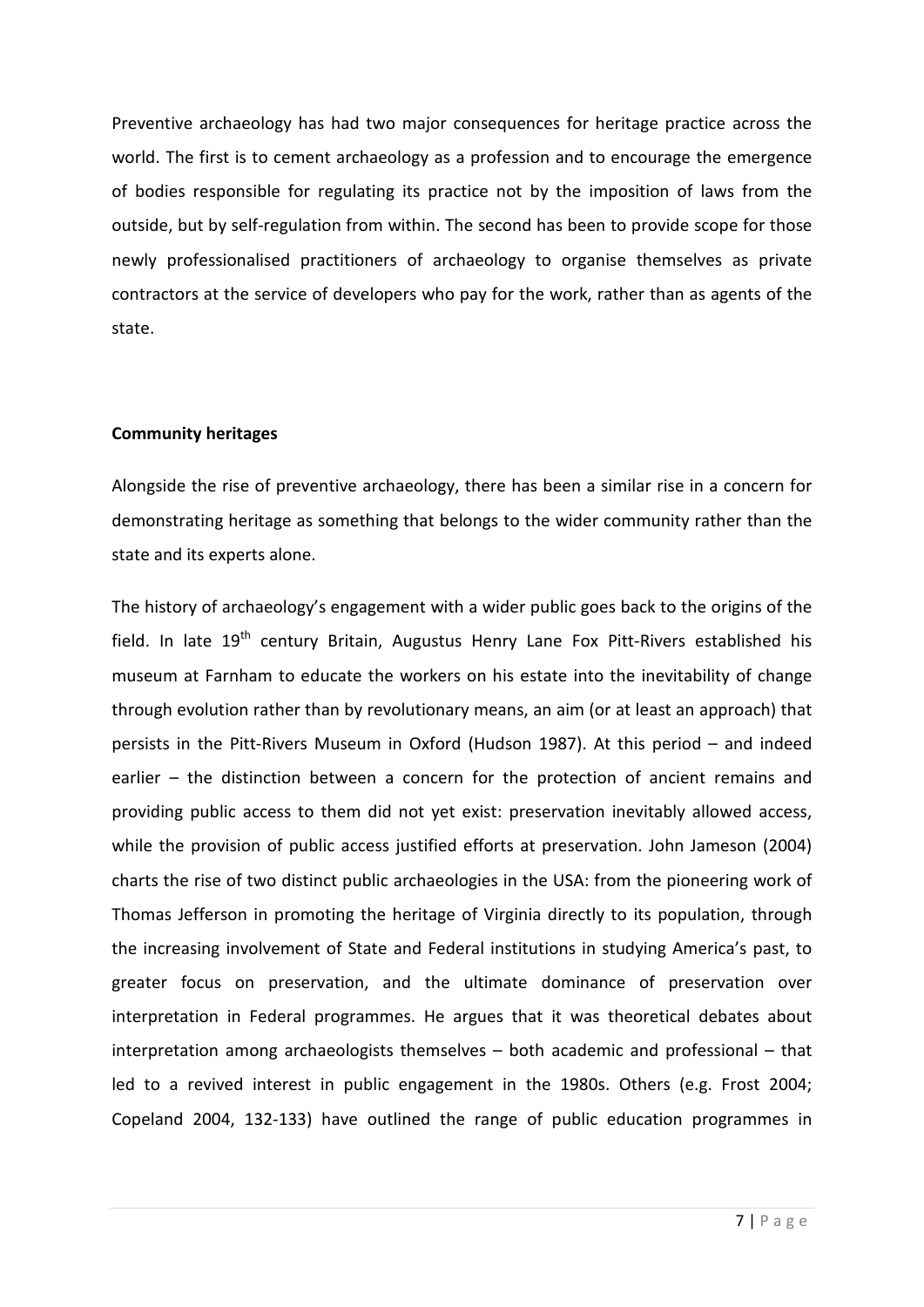Preventive archaeology has had two major consequences for heritage practice across the world. The first is to cement archaeology as a profession and to encourage the emergence of bodies responsible for regulating its practice not by the imposition of laws from the outside, but by self-regulation from within. The second has been to provide scope for those newly professionalised practitioners of archaeology to organise themselves as private contractors at the service of developers who pay for the work, rather than as agents of the state.

**Community heritages**

Alongside the rise of preventive archaeology, there has been a similar rise in a concern for demonstrating heritage as something that belongs to the wider community rather than the state and its experts alone.

The history of archaeology's engagement with a wider public goes back to the origins of the field. In late 19th century Britain, Augustus Henry Lane Fox Pitt-Rivers established his museum at Farnham to educate the workers on his estate into the inevitability of change through evolution rather than by revolutionary means, an aim (or at least an approach) that persists in the Pitt-Rivers Museum in Oxford (Hudson 1987). At this period – and indeed earlier – the distinction between a concern for the protection of ancient remains and providing public access to them did not yet exist: preservation inevitably allowed access, while the provision of public access justified efforts at preservation. John Jameson (2004) charts the rise of two distinct public archaeologies in the USA: from the pioneering work of Thomas Jefferson in promoting the heritage of Virginia directly to its population, through the increasing involvement of State and Federal institutions in studying America's past, to greater focus on preservation, and the ultimate dominance of preservation over interpretation in Federal programmes. He argues that it was theoretical debates about interpretation among archaeologists themselves – both academic and professional – that led to a revived interest in public engagement in the 1980s. Others (e.g. Frost 2004; Copeland 2004, 132-133) have outlined the range of public education programmes in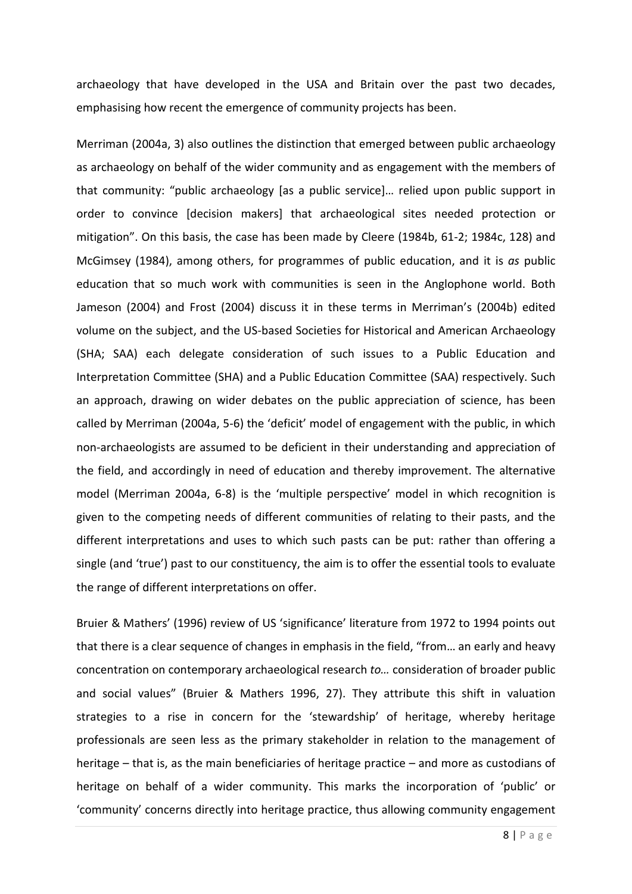archaeology that have developed in the USA and Britain over the past two decades, emphasising how recent the emergence of community projects has been.

Merriman (2004a, 3) also outlines the distinction that emerged between public archaeology as archaeology on behalf of the wider community and as engagement with the members of that community: "public archaeology [as a public service]… relied upon public support in order to convince [decision makers] that archaeological sites needed protection or mitigation". On this basis, the case has been made by Cleere (1984b, 61-2; 1984c, 128) and McGimsey (1984), among others, for programmes of public education, and it is *as* public education that so much work with communities is seen in the Anglophone world. Both Jameson (2004) and Frost (2004) discuss it in these terms in Merriman's (2004b) edited volume on the subject, and the US-based Societies for Historical and American Archaeology (SHA; SAA) each delegate consideration of such issues to a Public Education and Interpretation Committee (SHA) and a Public Education Committee (SAA) respectively. Such an approach, drawing on wider debates on the public appreciation of science, has been called by Merriman (2004a, 5-6) the 'deficit' model of engagement with the public, in which non-archaeologists are assumed to be deficient in their understanding and appreciation of the field, and accordingly in need of education and thereby improvement. The alternative model (Merriman 2004a, 6-8) is the 'multiple perspective' model in which recognition is given to the competing needs of different communities of relating to their pasts, and the different interpretations and uses to which such pasts can be put: rather than offering a single (and 'true') past to our constituency, the aim is to offer the essential tools to evaluate the range of different interpretations on offer.

Bruier & Mathers' (1996) review of US 'significance' literature from 1972 to 1994 points out that there is a clear sequence of changes in emphasis in the field, "from… an early and heavy concentration on contemporary archaeological research *to…* consideration of broader public and social values" (Bruier & Mathers 1996, 27). They attribute this shift in valuation strategies to a rise in concern for the 'stewardship' of heritage, whereby heritage professionals are seen less as the primary stakeholder in relation to the management of heritage – that is, as the main beneficiaries of heritage practice – and more as custodians of heritage on behalf of a wider community. This marks the incorporation of 'public' or 'community' concerns directly into heritage practice, thus allowing community engagement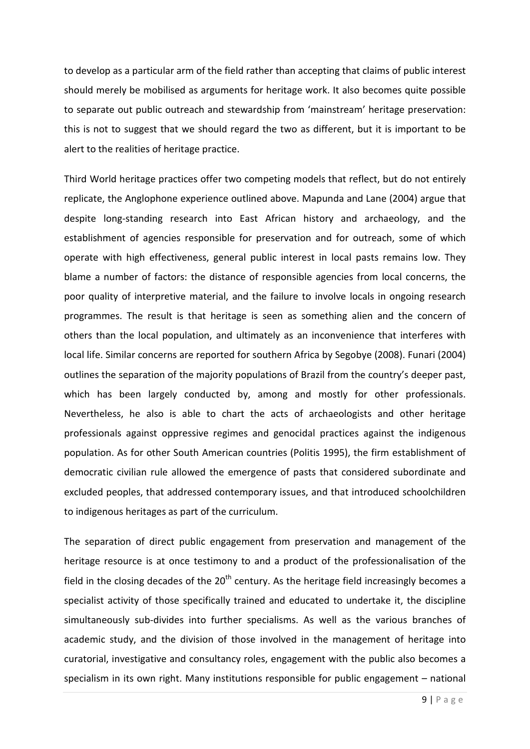to develop as a particular arm of the field rather than accepting that claims of public interest should merely be mobilised as arguments for heritage work. It also becomes quite possible to separate out public outreach and stewardship from 'mainstream' heritage preservation: this is not to suggest that we should regard the two as different, but it is important to be alert to the realities of heritage practice.

Third World heritage practices offer two competing models that reflect, but do not entirely replicate, the Anglophone experience outlined above. Mapunda and Lane (2004) argue that despite long-standing research into East African history and archaeology, and the establishment of agencies responsible for preservation and for outreach, some of which operate with high effectiveness, general public interest in local pasts remains low. They blame a number of factors: the distance of responsible agencies from local concerns, the poor quality of interpretive material, and the failure to involve locals in ongoing research programmes. The result is that heritage is seen as something alien and the concern of others than the local population, and ultimately as an inconvenience that interferes with local life. Similar concerns are reported for southern Africa by Segobye (2008). Funari (2004) outlines the separation of the majority populations of Brazil from the country's deeper past, which has been largely conducted by, among and mostly for other professionals. Nevertheless, he also is able to chart the acts of archaeologists and other heritage professionals against oppressive regimes and genocidal practices against the indigenous population. As for other South American countries (Politis 1995), the firm establishment of democratic civilian rule allowed the emergence of pasts that considered subordinate and excluded peoples, that addressed contemporary issues, and that introduced schoolchildren to indigenous heritages as part of the curriculum.

The separation of direct public engagement from preservation and management of the heritage resource is at once testimony to and a product of the professionalisation of the field in the closing decades of the 20th century. As the heritage field increasingly becomes a specialist activity of those specifically trained and educated to undertake it, the discipline simultaneously sub-divides into further specialisms. As well as the various branches of academic study, and the division of those involved in the management of heritage into curatorial, investigative and consultancy roles, engagement with the public also becomes a specialism in its own right. Many institutions responsible for public engagement – national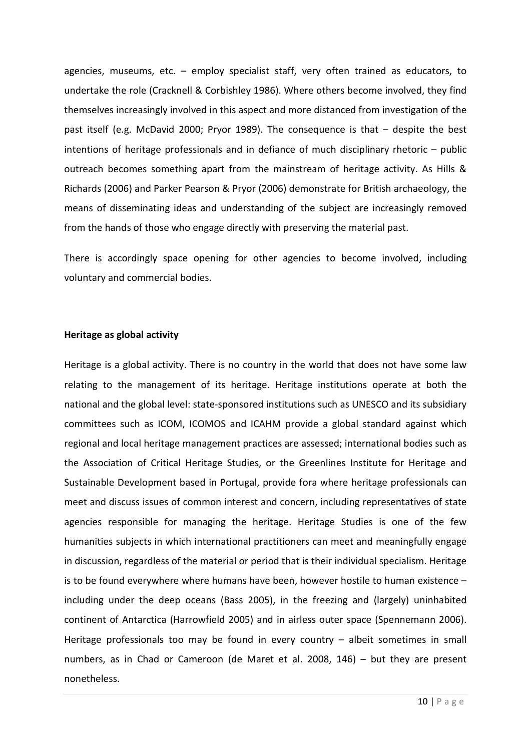agencies, museums, etc. – employ specialist staff, very often trained as educators, to undertake the role (Cracknell & Corbishley 1986). Where others become involved, they find themselves increasingly involved in this aspect and more distanced from investigation of the past itself (e.g. McDavid 2000; Pryor 1989). The consequence is that – despite the best intentions of heritage professionals and in defiance of much disciplinary rhetoric – public outreach becomes something apart from the mainstream of heritage activity. As Hills & Richards (2006) and Parker Pearson & Pryor (2006) demonstrate for British archaeology, the means of disseminating ideas and understanding of the subject are increasingly removed from the hands of those who engage directly with preserving the material past.

There is accordingly space opening for other agencies to become involved, including voluntary and commercial bodies.

**Heritage as global activity**

Heritage is a global activity. There is no country in the world that does not have some law relating to the management of its heritage. Heritage institutions operate at both the national and the global level: state-sponsored institutions such as UNESCO and its subsidiary committees such as ICOM, ICOMOS and ICAHM provide a global standard against which regional and local heritage management practices are assessed; international bodies such as the Association of Critical Heritage Studies, or the Greenlines Institute for Heritage and Sustainable Development based in Portugal, provide fora where heritage professionals can meet and discuss issues of common interest and concern, including representatives of state agencies responsible for managing the heritage. Heritage Studies is one of the few humanities subjects in which international practitioners can meet and meaningfully engage in discussion, regardless of the material or period that is their individual specialism. Heritage is to be found everywhere where humans have been, however hostile to human existence – including under the deep oceans (Bass 2005), in the freezing and (largely) uninhabited continent of Antarctica (Harrowfield 2005) and in airless outer space (Spennemann 2006). Heritage professionals too may be found in every country – albeit sometimes in small numbers, as in Chad or Cameroon (de Maret et al. 2008, 146) – but they are present nonetheless.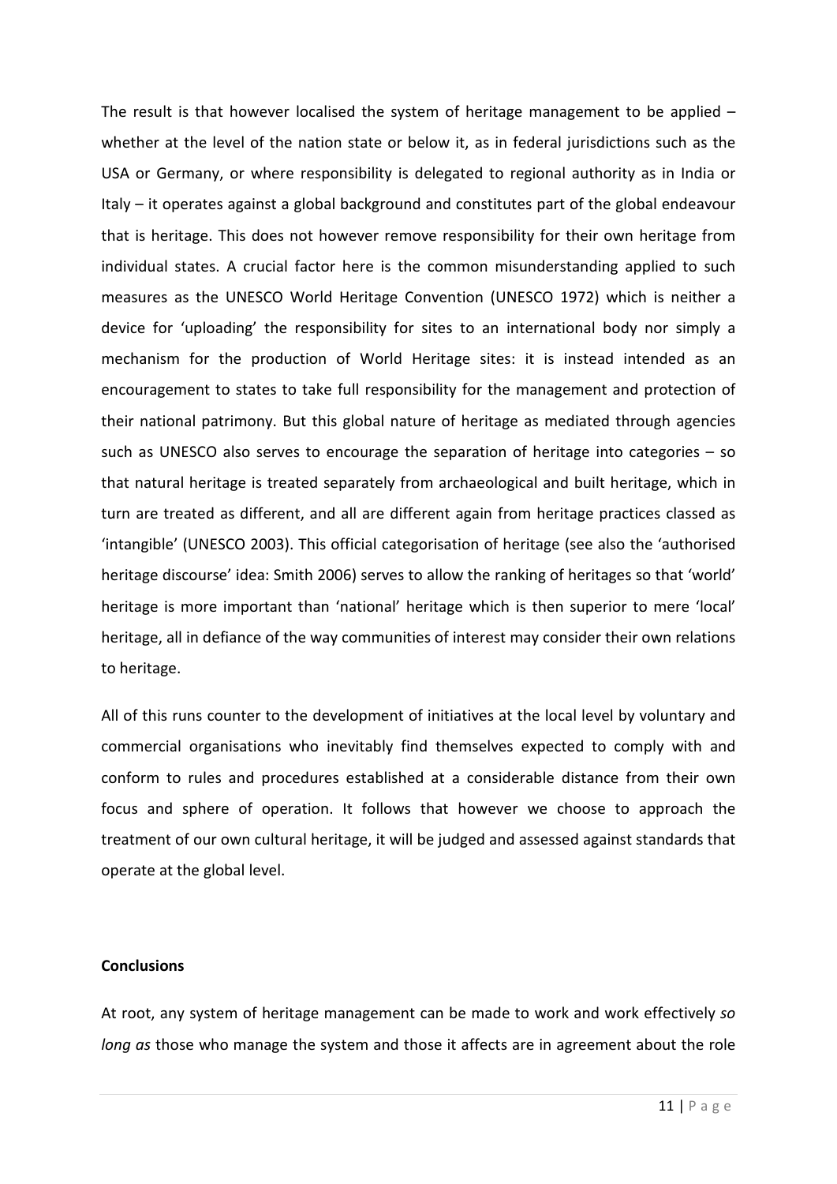The result is that however localised the system of heritage management to be applied – whether at the level of the nation state or below it, as in federal jurisdictions such as the USA or Germany, or where responsibility is delegated to regional authority as in India or Italy – it operates against a global background and constitutes part of the global endeavour that is heritage. This does not however remove responsibility for their own heritage from individual states. A crucial factor here is the common misunderstanding applied to such measures as the UNESCO World Heritage Convention (UNESCO 1972) which is neither a device for 'uploading' the responsibility for sites to an international body nor simply a mechanism for the production of World Heritage sites: it is instead intended as an encouragement to states to take full responsibility for the management and protection of their national patrimony. But this global nature of heritage as mediated through agencies such as UNESCO also serves to encourage the separation of heritage into categories – so that natural heritage is treated separately from archaeological and built heritage, which in turn are treated as different, and all are different again from heritage practices classed as 'intangible' (UNESCO 2003). This official categorisation of heritage (see also the 'authorised heritage discourse' idea: Smith 2006) serves to allow the ranking of heritages so that 'world' heritage is more important than 'national' heritage which is then superior to mere 'local' heritage, all in defiance of the way communities of interest may consider their own relations to heritage.

All of this runs counter to the development of initiatives at the local level by voluntary and commercial organisations who inevitably find themselves expected to comply with and conform to rules and procedures established at a considerable distance from their own focus and sphere of operation. It follows that however we choose to approach the treatment of our own cultural heritage, it will be judged and assessed against standards that operate at the global level.

**Conclusions**

At root, any system of heritage management can be made to work and work effectively *so long as* those who manage the system and those it affects are in agreement about the role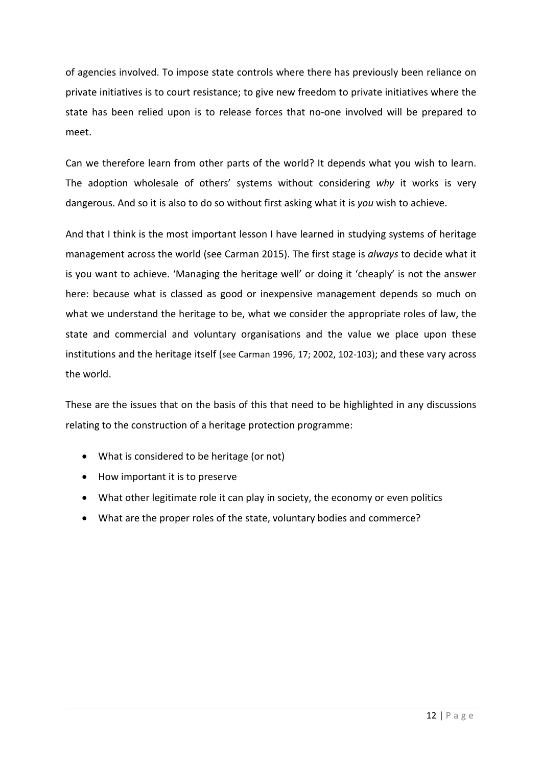of agencies involved. To impose state controls where there has previously been reliance on private initiatives is to court resistance; to give new freedom to private initiatives where the state has been relied upon is to release forces that no-one involved will be prepared to meet.

Can we therefore learn from other parts of the world? It depends what you wish to learn. The adoption wholesale of others' systems without considering *why* it works is very dangerous. And so it is also to do so without first asking what it is *you* wish to achieve.

And that I think is the most important lesson I have learned in studying systems of heritage management across the world (see Carman 2015). The first stage is *always* to decide what it is you want to achieve. 'Managing the heritage well' or doing it 'cheaply' is not the answer here: because what is classed as good or inexpensive management depends so much on what we understand the heritage to be, what we consider the appropriate roles of law, the state and commercial and voluntary organisations and the value we place upon these institutions and the heritage itself (see Carman 1996, 17; 2002, 102-103); and these vary across the world.

These are the issues that on the basis of this that need to be highlighted in any discussions relating to the construction of a heritage protection programme:

- What is considered to be heritage (or not)
- How important it is to preserve
- What other legitimate role it can play in society, the economy or even politics
- What are the proper roles of the state, voluntary bodies and commerce?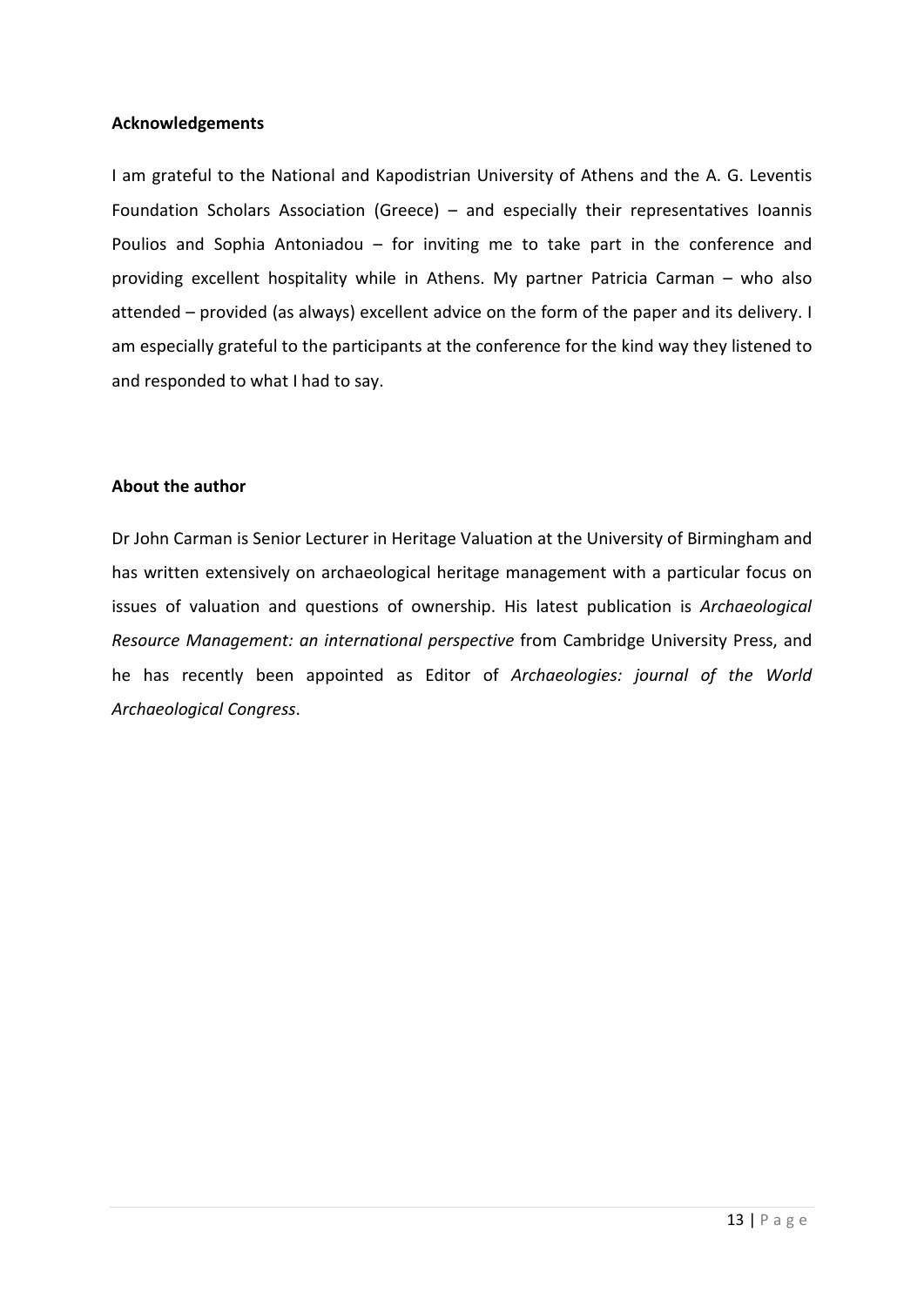**Acknowledgements**

I am grateful to the National and Kapodistrian University of Athens and the A. G. Leventis Foundation Scholars Association (Greece) – and especially their representatives Ioannis Poulios and Sophia Antoniadou – for inviting me to take part in the conference and providing excellent hospitality while in Athens. My partner Patricia Carman – who also attended – provided (as always) excellent advice on the form of the paper and its delivery. I am especially grateful to the participants at the conference for the kind way they listened to and responded to what I had to say.

**About the author**

Dr John Carman is Senior Lecturer in Heritage Valuation at the University of Birmingham and has written extensively on archaeological heritage management with a particular focus on issues of valuation and questions of ownership. His latest publication is *Archaeological Resource Management: an international perspective* from Cambridge University Press, and he has recently been appointed as Editor of *Archaeologies: journal of the World Archaeological Congress*.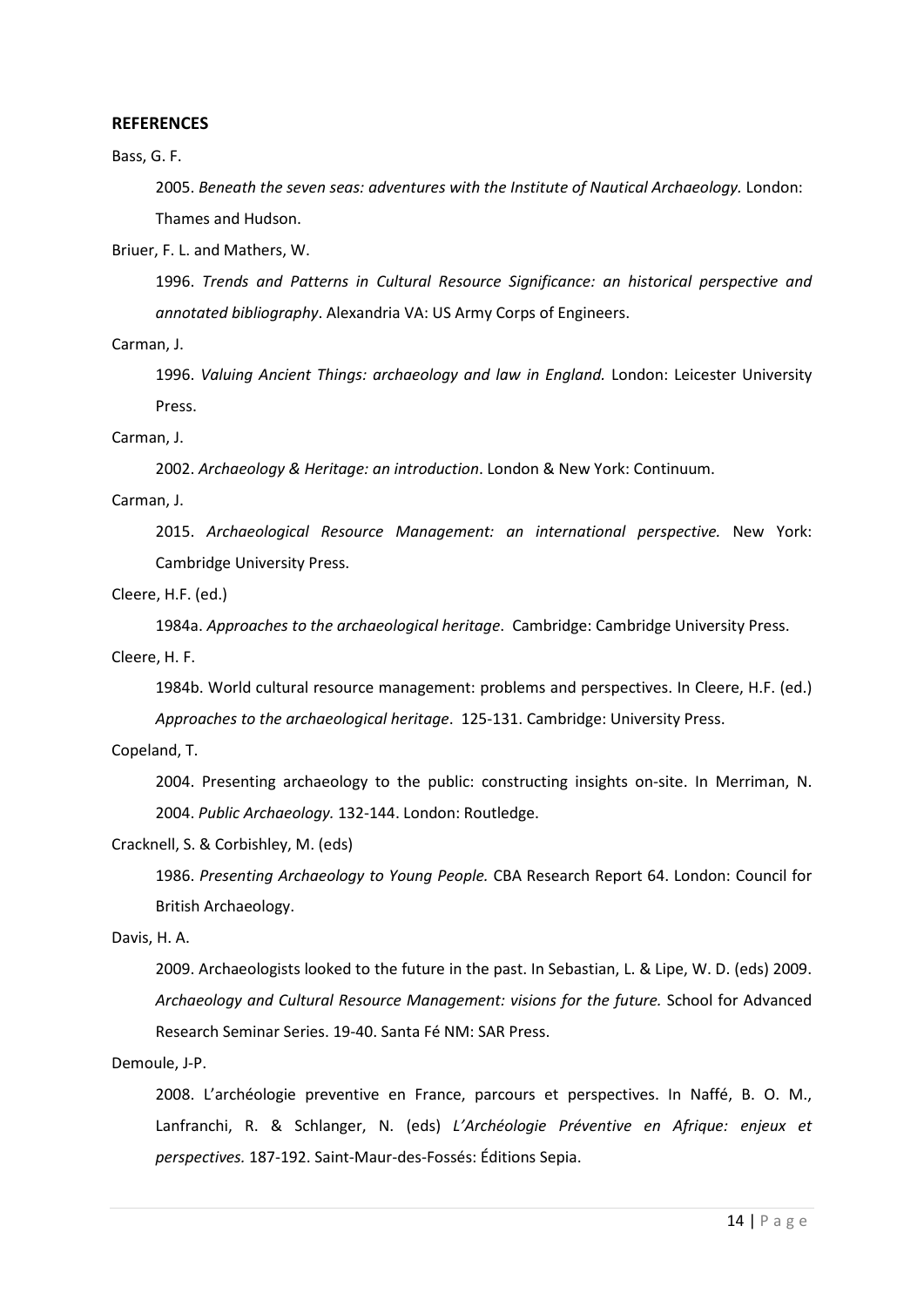## REFERENCES

Bass, G. F.

2005. *Beneath the seven seas: adventures with the Institute of Nautical Archaeology.* London: Thames and Hudson.

Briuer, F. L. and Mathers, W.

1996. *Trends and Patterns in Cultural Resource Significance: an historical perspective and annotated bibliography*. Alexandria VA: US Army Corps of Engineers.

Carman, J.

1996. *Valuing Ancient Things: archaeology and law in England.* London: Leicester University Press.

Carman, J.

2002. *Archaeology & Heritage: an introduction*. London & New York: Continuum.

Carman, J.

2015. *Archaeological Resource Management: an international perspective.* New York: Cambridge University Press.

Cleere, H.F. (ed.)

1984a. *Approaches to the archaeological heritage*. Cambridge: Cambridge University Press.

Cleere, H. F.

1984b. World cultural resource management: problems and perspectives. In Cleere, H.F. (ed.) *Approaches to the archaeological heritage*. 125-131. Cambridge: University Press.

Copeland, T.

2004. Presenting archaeology to the public: constructing insights on-site. In Merriman, N. 2004. *Public Archaeology.* 132-144. London: Routledge.

Cracknell, S. & Corbishley, M. (eds)

1986. *Presenting Archaeology to Young People.* CBA Research Report 64. London: Council for British Archaeology.

Davis, H. A.

2009. Archaeologists looked to the future in the past. In Sebastian, L. & Lipe, W. D. (eds) 2009. *Archaeology and Cultural Resource Management: visions for the future.* School for Advanced Research Seminar Series. 19-40. Santa Fé NM: SAR Press.

Demoule, J-P.

2008. L'archéologie preventive en France, parcours et perspectives. In Naffé, B. O. M., Lanfranchi, R. & Schlanger, N. (eds) *L'Archéologie Préventive en Afrique: enjeux et perspectives.* 187-192. Saint-Maur-des-Fossés: Éditions Sepia.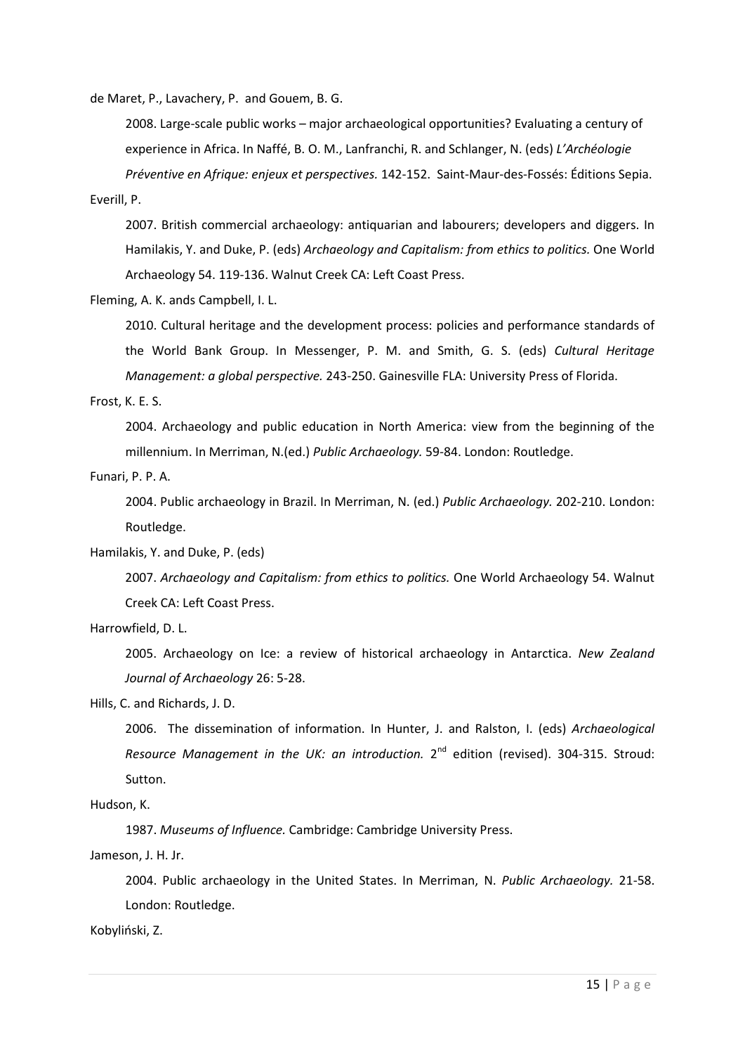de Maret, P., Lavachery, P. and Gouem, B. G.

2008. Large-scale public works – major archaeological opportunities? Evaluating a century of experience in Africa. In Naffé, B. O. M., Lanfranchi, R. and Schlanger, N. (eds) *L'Archéologie Préventive en Afrique: enjeux et perspectives.* 142-152. Saint-Maur-des-Fossés: Éditions Sepia.

Everill, P.

2007. British commercial archaeology: antiquarian and labourers; developers and diggers. In Hamilakis, Y. and Duke, P. (eds) *Archaeology and Capitalism: from ethics to politics.* One World Archaeology 54. 119-136. Walnut Creek CA: Left Coast Press.

Fleming, A. K. ands Campbell, I. L.

2010. Cultural heritage and the development process: policies and performance standards of the World Bank Group. In Messenger, P. M. and Smith, G. S. (eds) *Cultural Heritage Management: a global perspective.* 243-250. Gainesville FLA: University Press of Florida.

Frost, K. E. S.

2004. Archaeology and public education in North America: view from the beginning of the millennium. In Merriman, N.(ed.) *Public Archaeology.* 59-84. London: Routledge.

Funari, P. P. A.

2004. Public archaeology in Brazil. In Merriman, N. (ed.) *Public Archaeology.* 202-210. London: Routledge.

Hamilakis, Y. and Duke, P. (eds)

2007. *Archaeology and Capitalism: from ethics to politics.* One World Archaeology 54. Walnut Creek CA: Left Coast Press.

Harrowfield, D. L.

2005. Archaeology on Ice: a review of historical archaeology in Antarctica. *New Zealand Journal of Archaeology* 26: 5-28.

Hills, C. and Richards, J. D.

2006. The dissemination of information. In Hunter, J. and Ralston, I. (eds) *Archaeological Resource Management in the UK: an introduction.* 2nd edition (revised). 304-315. Stroud: Sutton.

Hudson, K.

1987. *Museums of Influence.* Cambridge: Cambridge University Press.

Jameson, J. H. Jr.

2004. Public archaeology in the United States. In Merriman, N. *Public Archaeology.* 21-58. London: Routledge.

Kobyliński, Z.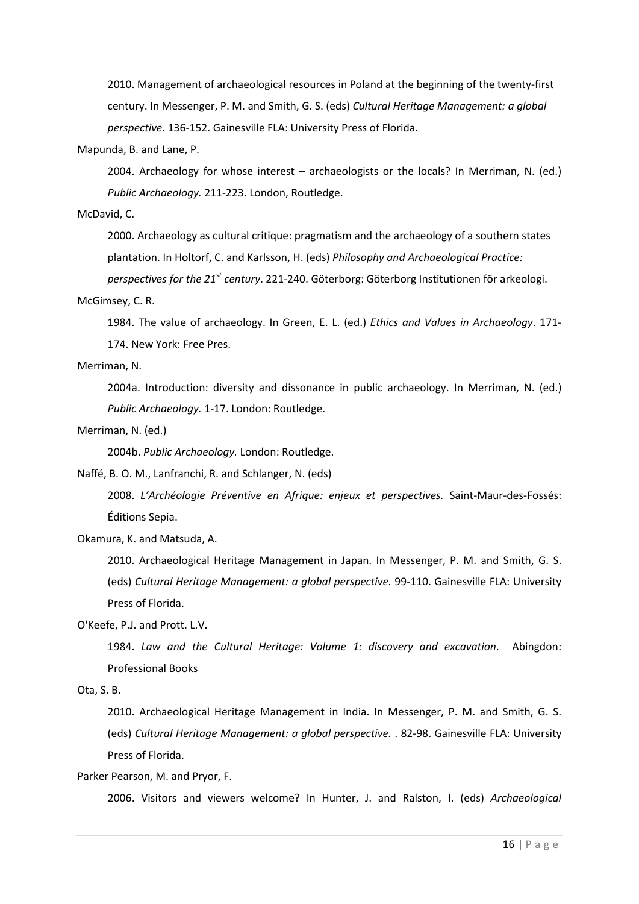2010. Management of archaeological resources in Poland at the beginning of the twenty-first century. In Messenger, P. M. and Smith, G. S. (eds) *Cultural Heritage Management: a global perspective.* 136-152. Gainesville FLA: University Press of Florida.

Mapunda, B. and Lane, P.

2004. Archaeology for whose interest – archaeologists or the locals? In Merriman, N. (ed.) *Public Archaeology.* 211-223. London, Routledge.

McDavid, C.

2000. Archaeology as cultural critique: pragmatism and the archaeology of a southern states plantation. In Holtorf, C. and Karlsson, H. (eds) *Philosophy and Archaeological Practice: perspectives for the 21st century*. 221-240. Göterborg: Göterborg Institutionen för arkeologi.

McGimsey, C. R.

1984. The value of archaeology. In Green, E. L. (ed.) *Ethics and Values in Archaeology*. 171-174. New York: Free Pres.

Merriman, N.

2004a. Introduction: diversity and dissonance in public archaeology. In Merriman, N. (ed.) *Public Archaeology.* 1-17. London: Routledge.

Merriman, N. (ed.)

2004b. *Public Archaeology.* London: Routledge.

Naffé, B. O. M., Lanfranchi, R. and Schlanger, N. (eds)

2008. *L'Archéologie Préventive en Afrique: enjeux et perspectives.* Saint-Maur-des-Fossés: Éditions Sepia.

Okamura, K. and Matsuda, A.

2010. Archaeological Heritage Management in Japan. In Messenger, P. M. and Smith, G. S. (eds) *Cultural Heritage Management: a global perspective.* 99-110. Gainesville FLA: University Press of Florida.

O'Keefe, P.J. and Prott. L.V.

1984. *Law and the Cultural Heritage: Volume 1: discovery and excavation*. Abingdon: Professional Books

Ota, S. B.

2010. Archaeological Heritage Management in India. In Messenger, P. M. and Smith, G. S. (eds) *Cultural Heritage Management: a global perspective.* . 82-98. Gainesville FLA: University Press of Florida.

Parker Pearson, M. and Pryor, F.

2006. Visitors and viewers welcome? In Hunter, J. and Ralston, I. (eds) *Archaeological*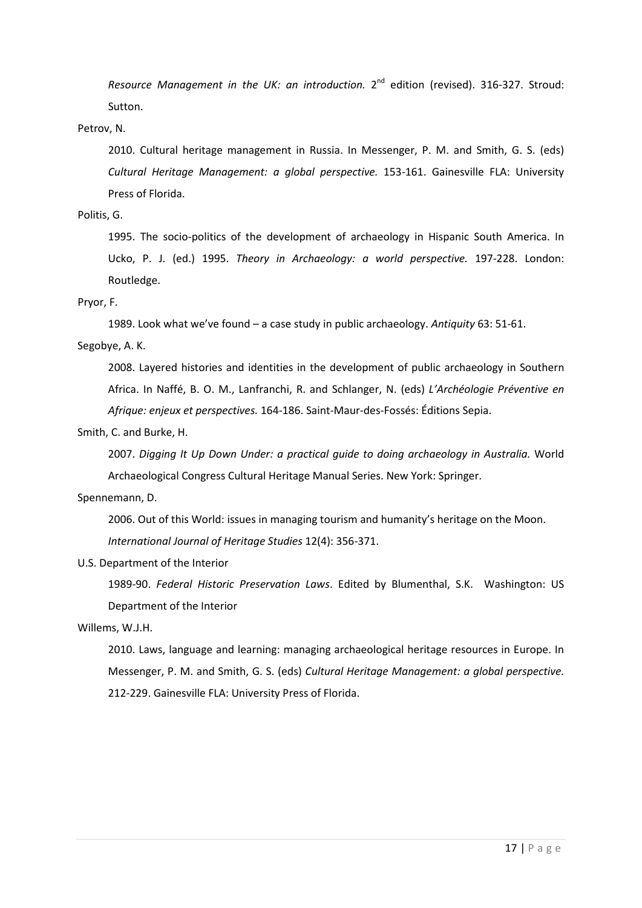*Resource Management in the UK: an introduction.* 2nd edition (revised). 316-327. Stroud: Sutton.

Petrov, N.

2010. Cultural heritage management in Russia. In Messenger, P. M. and Smith, G. S. (eds) *Cultural Heritage Management: a global perspective.* 153-161. Gainesville FLA: University Press of Florida.

Politis, G.

1995. The socio-politics of the development of archaeology in Hispanic South America. In Ucko, P. J. (ed.) 1995. *Theory in Archaeology: a world perspective.* 197-228. London: Routledge.

Pryor, F.

1989. Look what we've found – a case study in public archaeology. *Antiquity* 63: 51-61.

Segobye, A. K.

2008. Layered histories and identities in the development of public archaeology in Southern Africa. In Naffé, B. O. M., Lanfranchi, R. and Schlanger, N. (eds) *L'Archéologie Préventive en Afrique: enjeux et perspectives.* 164-186. Saint-Maur-des-Fossés: Éditions Sepia.

Smith, C. and Burke, H.

2007. *Digging It Up Down Under: a practical guide to doing archaeology in Australia.* World Archaeological Congress Cultural Heritage Manual Series. New York: Springer.

Spennemann, D.

2006. Out of this World: issues in managing tourism and humanity's heritage on the Moon. *International Journal of Heritage Studies* 12(4): 356-371.

U.S. Department of the Interior

1989-90. *Federal Historic Preservation Laws*. Edited by Blumenthal, S.K. Washington: US Department of the Interior

Willems, W.J.H.

2010. Laws, language and learning: managing archaeological heritage resources in Europe. In Messenger, P. M. and Smith, G. S. (eds) *Cultural Heritage Management: a global perspective.* 212-229. Gainesville FLA: University Press of Florida.